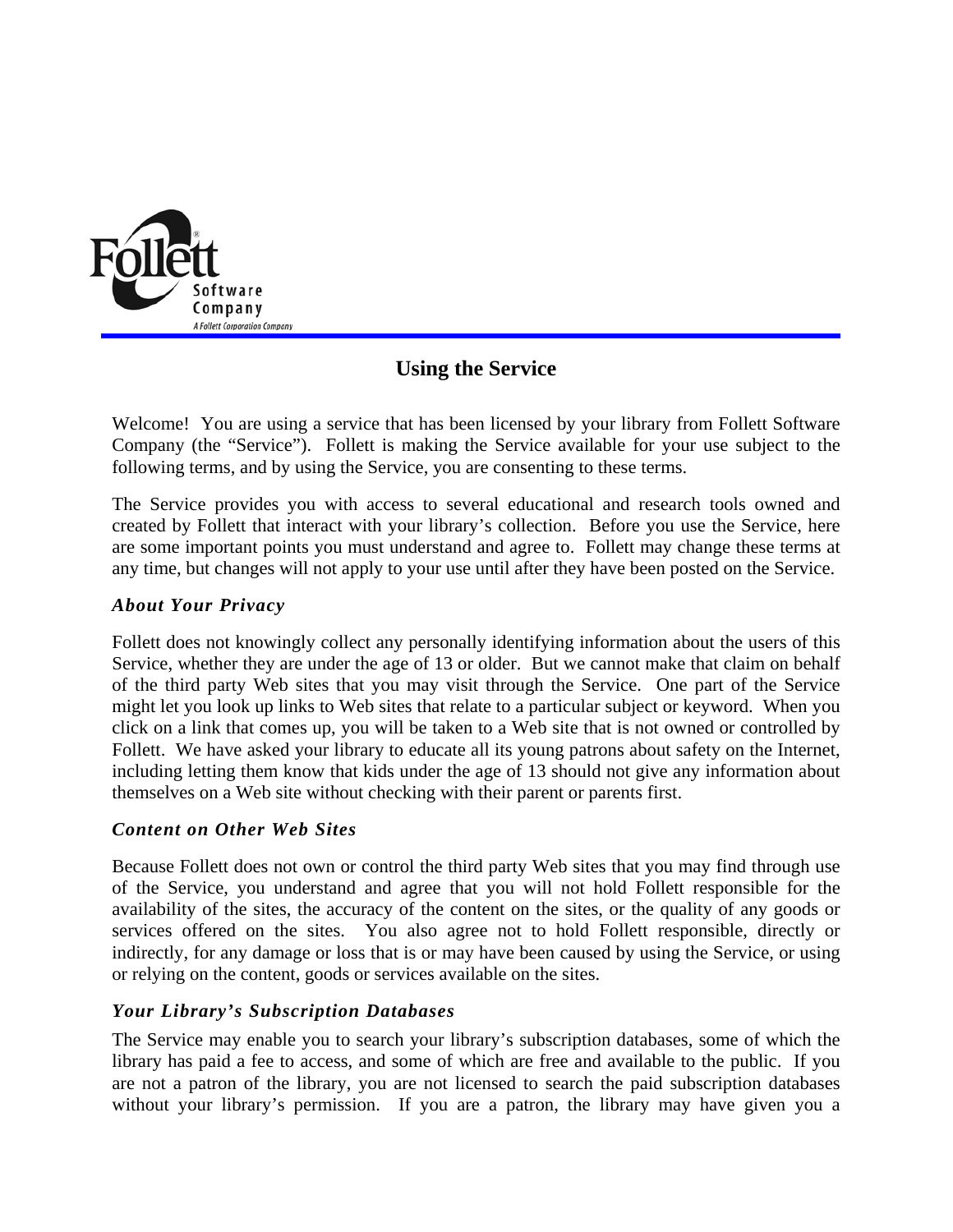# Using the Service

Welcome! You are using a service that has been licensed by your library from Follett Software Company (the "Service"). Follett is making the Service available for your use subject to the following terms, and by using the Service, you are consenting to these terms.

The Service provides you with access to several educational and research tools owned and created by Follett that interact with your library's collection. Before you use the Service, here are some important points you must understand and agree to. Follett may change these terms at any time, but changes will not apply to your use until after they have been posted on the Service.

### *About Your Privacy*

Follett does not knowingly collect any personally identifying information about the users of this Service, whether they are under the age of 13 or older. But we cannot make that claim on behalf of the third party Web sites that you may visit through the Service. One part of the Service might let you look up links to Web sites that relate to a particular subject or keyword. When you click on a link that comes up, you will be taken to a Web site that is not owned or controlled by Follett. We have asked your library to educate all its young patrons about safety on the Internet, including letting them know that kids under the age of 13 should not give any information about themselves on a Web site without checking with their parent or parents first.

### *Content on Other Web Sites*

Because Follett does not own or control the third party Web sites that you may find through use of the Service, you understand and agree that you will not hold Follett responsible for the availability of the sites, the accuracy of the content on the sites, or the quality of any goods or services offered on the sites. You also agree not to hold Follett responsible, directly or indirectly, for any damage or loss that is or may have been caused by using the Service, or using or relying on the content, goods or services available on the sites.

### *Your Library's Subscription Databases*

The Service may enable you to search your library's subscription databases, some of which the library has paid a fee to access, and some of which are free and available to the public. If you are not a patron of the library, you are not licensed to search the paid subscription databases without your library's permission. If you are a patron, the library may have given you a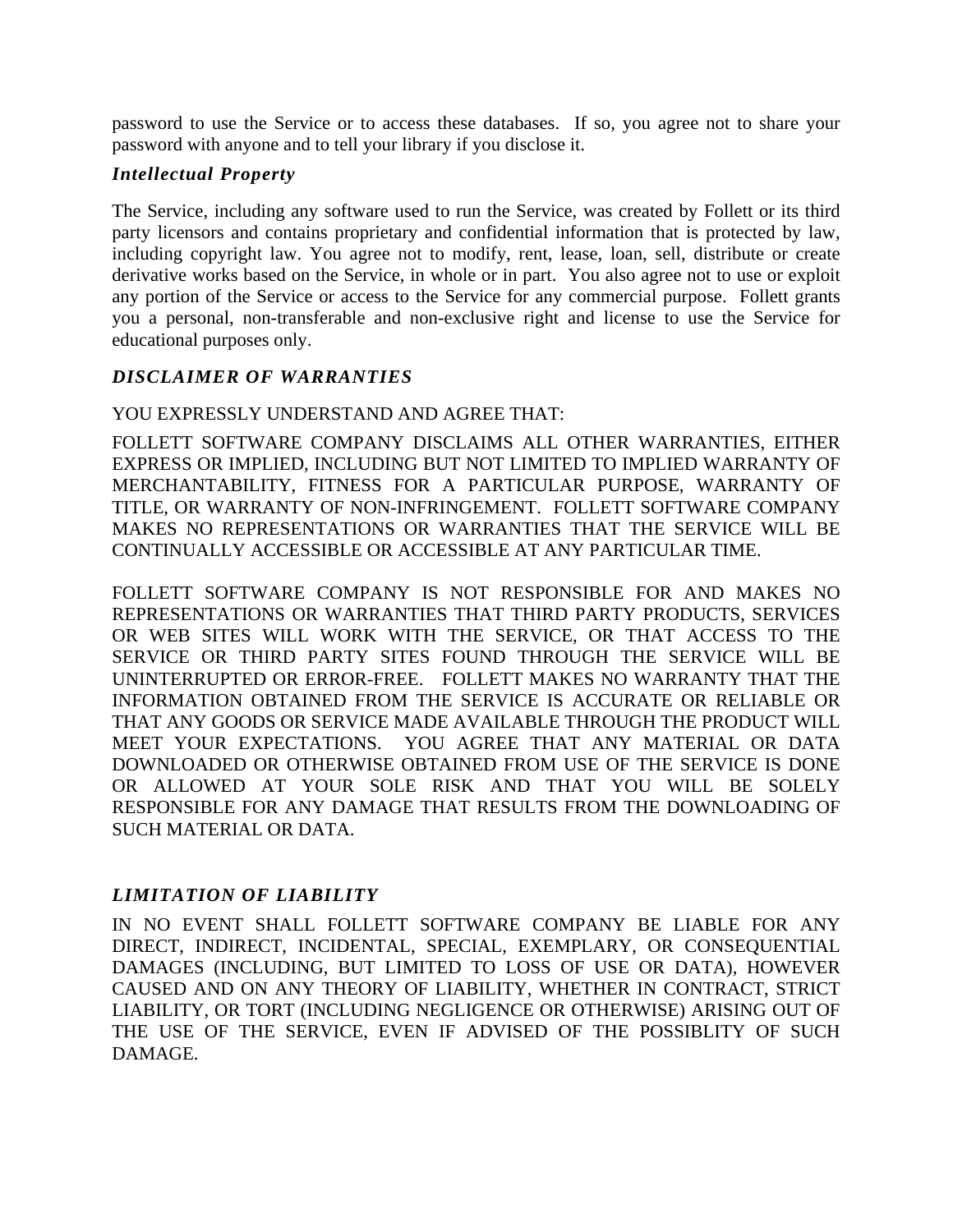password to use the Service or to access these databases. If so, you agree not to share your password with anyone and to tell your library if you disclose it.

### *Intellectual Property*

The Service, including any software used to run the Service, was created by Follett or its third party licensors and contains proprietary and confidential information that is protected by law, including copyright law. You agree not to modify, rent, lease, loan, sell, distribute or create derivative works based on the Service, in whole or in part. You also agree not to use or exploit any portion of the Service or access to the Service for any commercial purpose. Follett grants you a personal, non-transferable and non-exclusive right and license to use the Service for educational purposes only.

### *DISCLAIMER OF WARRANTIES*

YOU EXPRESSLY UNDERSTAND AND AGREE THAT:

FOLLETT SOFTWARE COMPANY DISCLAIMS ALL OTHER WARRANTIES, EITHER EXPRESS OR IMPLIED, INCLUDING BUT NOT LIMITED TO IMPLIED WARRANTY OF MERCHANTABILITY, FITNESS FOR A PARTICULAR PURPOSE, WARRANTY OF TITLE, OR WARRANTY OF NON-INFRINGEMENT. FOLLETT SOFTWARE COMPANY MAKES NO REPRESENTATIONS OR WARRANTIES THAT THE SERVICE WILL BE CONTINUALLY ACCESSIBLE OR ACCESSIBLE AT ANY PARTICULAR TIME.

FOLLETT SOFTWARE COMPANY IS NOT RESPONSIBLE FOR AND MAKES NO REPRESENTATIONS OR WARRANTIES THAT THIRD PARTY PRODUCTS, SERVICES OR WEB SITES WILL WORK WITH THE SERVICE, OR THAT ACCESS TO THE SERVICE OR THIRD PARTY SITES FOUND THROUGH THE SERVICE WILL BE UNINTERRUPTED OR ERROR-FREE. FOLLETT MAKES NO WARRANTY THAT THE INFORMATION OBTAINED FROM THE SERVICE IS ACCURATE OR RELIABLE OR THAT ANY GOODS OR SERVICE MADE AVAILABLE THROUGH THE PRODUCT WILL MEET YOUR EXPECTATIONS. YOU AGREE THAT ANY MATERIAL OR DATA DOWNLOADED OR OTHERWISE OBTAINED FROM USE OF THE SERVICE IS DONE OR ALLOWED AT YOUR SOLE RISK AND THAT YOU WILL BE SOLELY RESPONSIBLE FOR ANY DAMAGE THAT RESULTS FROM THE DOWNLOADING OF SUCH MATERIAL OR DATA.

### *LIMITATION OF LIABILITY*

IN NO EVENT SHALL FOLLETT SOFTWARE COMPANY BE LIABLE FOR ANY DIRECT, INDIRECT, INCIDENTAL, SPECIAL, EXEMPLARY, OR CONSEQUENTIAL DAMAGES (INCLUDING, BUT LIMITED TO LOSS OF USE OR DATA), HOWEVER CAUSED AND ON ANY THEORY OF LIABILITY, WHETHER IN CONTRACT, STRICT LIABILITY, OR TORT (INCLUDING NEGLIGENCE OR OTHERWISE) ARISING OUT OF THE USE OF THE SERVICE, EVEN IF ADVISED OF THE POSSIBLITY OF SUCH DAMAGE.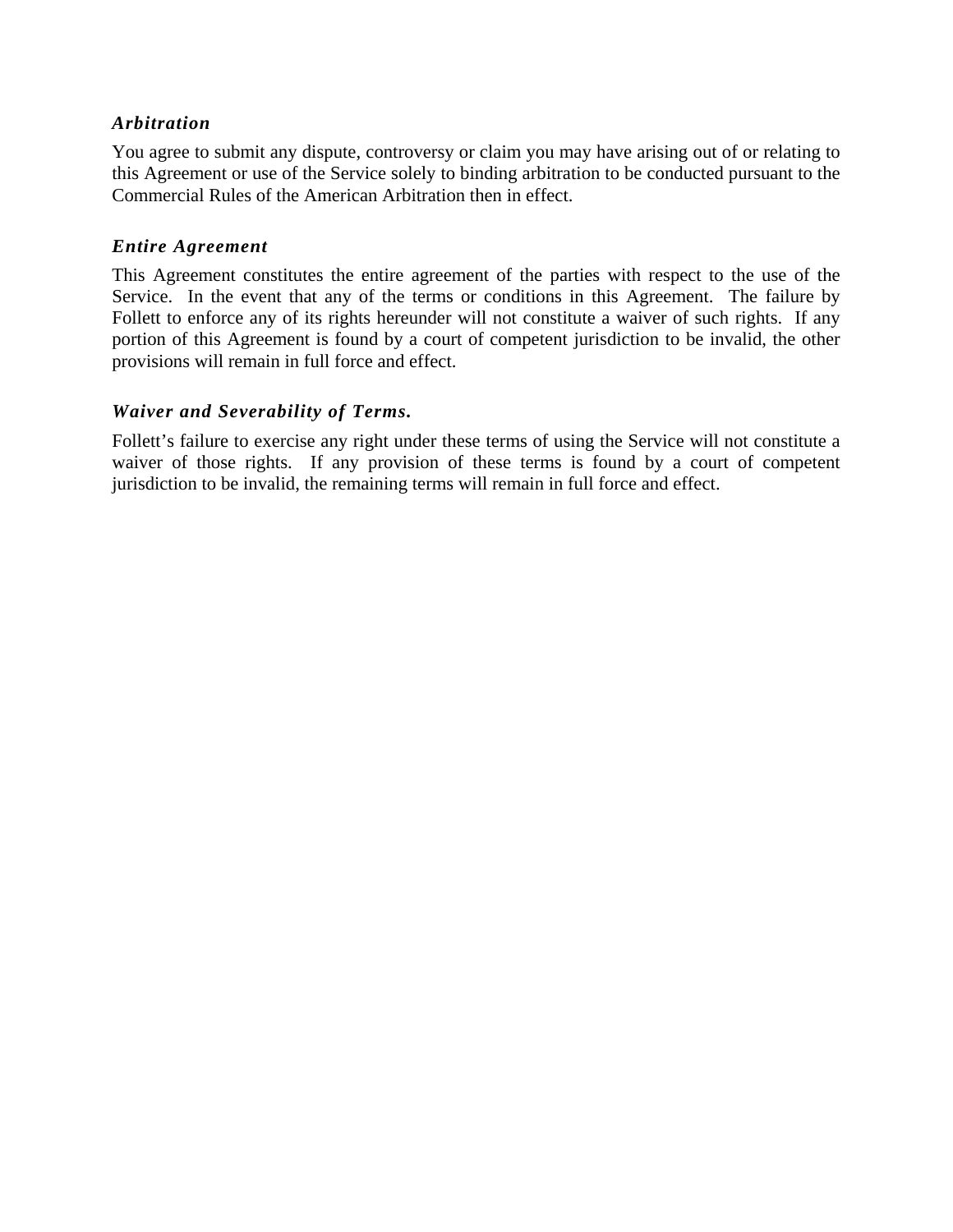### *Arbitration*

You agree to submit any dispute, controversy or claim you may have arising out of or relating to this Agreement or use of the Service solely to binding arbitration to be conducted pursuant to the Commercial Rules of the American Arbitration then in effect.

### *Entire Agreement*

This Agreement constitutes the entire agreement of the parties with respect to the use of the Service. In the event that any of the terms or conditions in this Agreement. The failure by Follett to enforce any of its rights hereunder will not constitute a waiver of such rights. If any portion of this Agreement is found by a court of competent jurisdiction to be invalid, the other provisions will remain in full force and effect.

### *Waiver and Severability of Terms.*

Follett's failure to exercise any right under these terms of using the Service will not constitute a waiver of those rights. If any provision of these terms is found by a court of competent jurisdiction to be invalid, the remaining terms will remain in full force and effect.